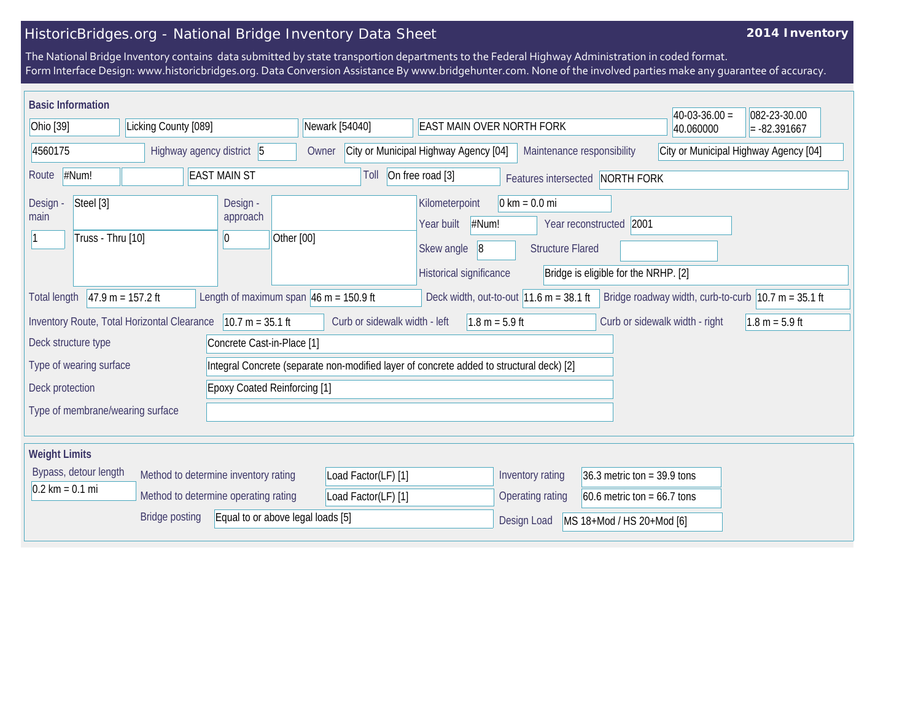# HistoricBridges.org - National Bridge Inventory Data Sheet

**2014 Inventory**

The National Bridge Inventory contains data submitted by state transportion departments to the Federal Highway Administration in coded format.
Form Interface Design: www.historicbridges.org. Data Conversion Assistance By www.bridgehunter.com. None of the involved parties make any guarantee of accuracy.

## Basic Information

| | |
|---|---|
| State | Ohio [39] |
| County | Licking County [089] |
| Place | Newark [54040] |
| Facility carried / description | EAST MAIN OVER NORTH FORK |
| Latitude | 40-03-36.00 = 40.060000 |
| Longitude | 082-23-30.00 = -82.391667 |
| Structure number | 4560175 |
| Highway agency district | 5 |
| Owner | City or Municipal Highway Agency [04] |
| Maintenance responsibility | City or Municipal Highway Agency [04] |
| Route | #Num! |
| Route name | EAST MAIN ST |
| Toll | On free road [3] |
| Features intersected | NORTH FORK |
| Design - main | Steel [3] |
| | 1 — Truss - Thru [10] |
| Design - approach | |
| | 0 — Other [00] |
| Kilometerpoint | 0 km = 0.0 mi |
| Year built | #Num! |
| Year reconstructed | 2001 |
| Skew angle | 8 |
| Structure Flared | |
| Historical significance | Bridge is eligible for the NRHP. [2] |
| Total length | 47.9 m = 157.2 ft |
| Length of maximum span | 46 m = 150.9 ft |
| Deck width, out-to-out | 11.6 m = 38.1 ft |
| Bridge roadway width, curb-to-curb | 10.7 m = 35.1 ft |
| Inventory Route, Total Horizontal Clearance | 10.7 m = 35.1 ft |
| Curb or sidewalk width - left | 1.8 m = 5.9 ft |
| Curb or sidewalk width - right | 1.8 m = 5.9 ft |
| Deck structure type | Concrete Cast-in-Place [1] |
| Type of wearing surface | Integral Concrete (separate non-modified layer of concrete added to structural deck) [2] |
| Deck protection | Epoxy Coated Reinforcing [1] |
| Type of membrane/wearing surface | |

## Weight Limits

| | |
|---|---|
| Bypass, detour length | 0.2 km = 0.1 mi |
| Method to determine inventory rating | Load Factor(LF) [1] |
| Method to determine operating rating | Load Factor(LF) [1] |
| Bridge posting | Equal to or above legal loads [5] |
| Inventory rating | 36.3 metric ton = 39.9 tons |
| Operating rating | 60.6 metric ton = 66.7 tons |
| Design Load | MS 18+Mod / HS 20+Mod [6] |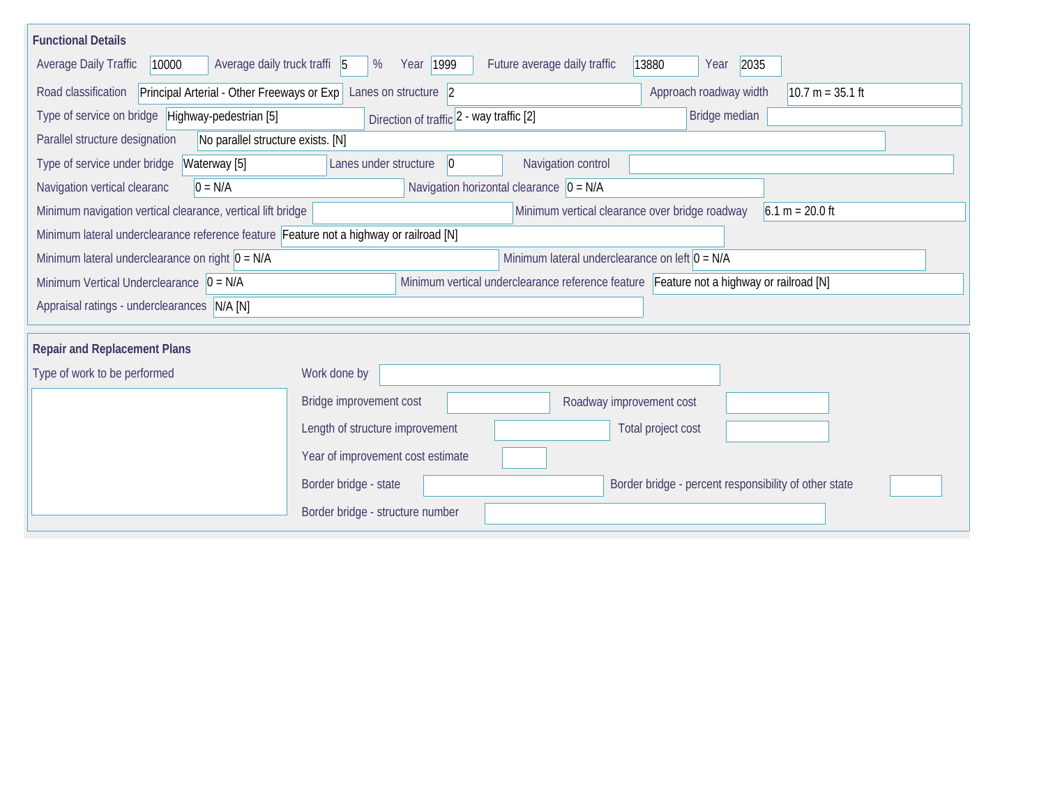## Functional Details

| Field | Value |
| --- | --- |
| Average Daily Traffic | 10000 |
| Average daily truck traffi | 5 % |
| Year | 1999 |
| Future average daily traffic | 13880 |
| Year | 2035 |
| Road classification | Principal Arterial - Other Freeways or Exp |
| Lanes on structure | 2 |
| Approach roadway width | 10.7 m = 35.1 ft |
| Type of service on bridge | Highway-pedestrian [5] |
| Direction of traffic | 2 - way traffic [2] |
| Bridge median | |
| Parallel structure designation | No parallel structure exists. [N] |
| Type of service under bridge | Waterway [5] |
| Lanes under structure | 0 |
| Navigation control | |
| Navigation vertical clearanc | 0 = N/A |
| Navigation horizontal clearance | 0 = N/A |
| Minimum navigation vertical clearance, vertical lift bridge | |
| Minimum vertical clearance over bridge roadway | 6.1 m = 20.0 ft |
| Minimum lateral underclearance reference feature | Feature not a highway or railroad [N] |
| Minimum lateral underclearance on right | 0 = N/A |
| Minimum lateral underclearance on left | 0 = N/A |
| Minimum Vertical Underclearance | 0 = N/A |
| Minimum vertical underclearance reference feature | Feature not a highway or railroad [N] |
| Appraisal ratings - underclearances | N/A [N] |

## Repair and Replacement Plans

| Field | Value |
| --- | --- |
| Type of work to be performed | |
| Work done by | |
| Bridge improvement cost | |
| Roadway improvement cost | |
| Length of structure improvement | |
| Total project cost | |
| Year of improvement cost estimate | |
| Border bridge - state | |
| Border bridge - percent responsibility of other state | |
| Border bridge - structure number | |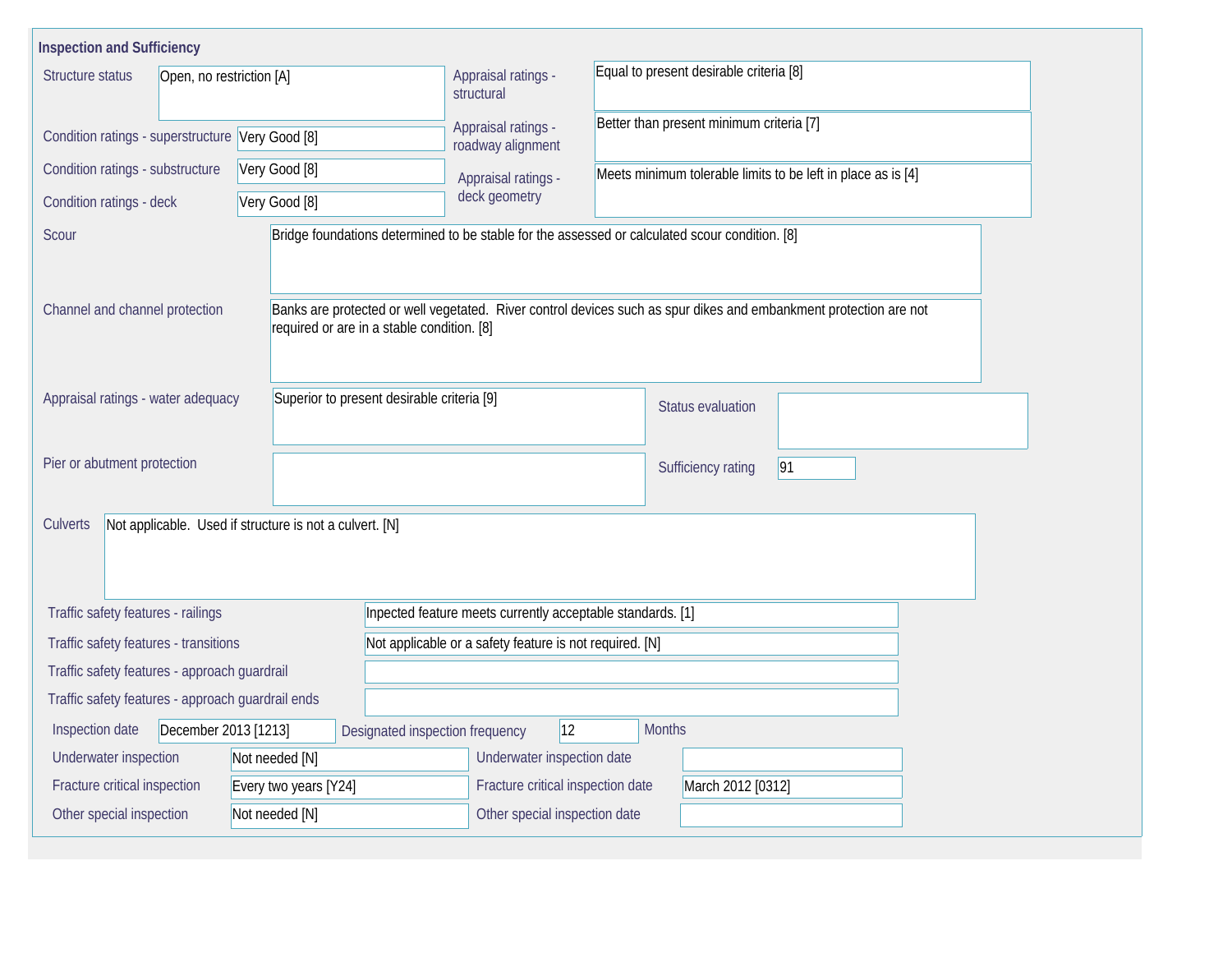## Inspection and Sufficiency

| Field | Value |
|---|---|
| Structure status | Open, no restriction [A] |
| Condition ratings - superstructure | Very Good [8] |
| Condition ratings - substructure | Very Good [8] |
| Condition ratings - deck | Very Good [8] |
| Appraisal ratings - structural | Equal to present desirable criteria [8] |
| Appraisal ratings - roadway alignment | Better than present minimum criteria [7] |
| Appraisal ratings - deck geometry | Meets minimum tolerable limits to be left in place as is [4] |
| Scour | Bridge foundations determined to be stable for the assessed or calculated scour condition. [8] |
| Channel and channel protection | Banks are protected or well vegetated. River control devices such as spur dikes and embankment protection are not required or are in a stable condition. [8] |
| Appraisal ratings - water adequacy | Superior to present desirable criteria [9] |
| Status evaluation | |
| Pier or abutment protection | |
| Sufficiency rating | 91 |
| Culverts | Not applicable. Used if structure is not a culvert. [N] |
| Traffic safety features - railings | Inpected feature meets currently acceptable standards. [1] |
| Traffic safety features - transitions | Not applicable or a safety feature is not required. [N] |
| Traffic safety features - approach guardrail | |
| Traffic safety features - approach guardrail ends | |
| Inspection date | December 2013 [1213] |
| Designated inspection frequency | 12 Months |
| Underwater inspection | Not needed [N] |
| Underwater inspection date | |
| Fracture critical inspection | Every two years [Y24] |
| Fracture critical inspection date | March 2012 [0312] |
| Other special inspection | Not needed [N] |
| Other special inspection date | |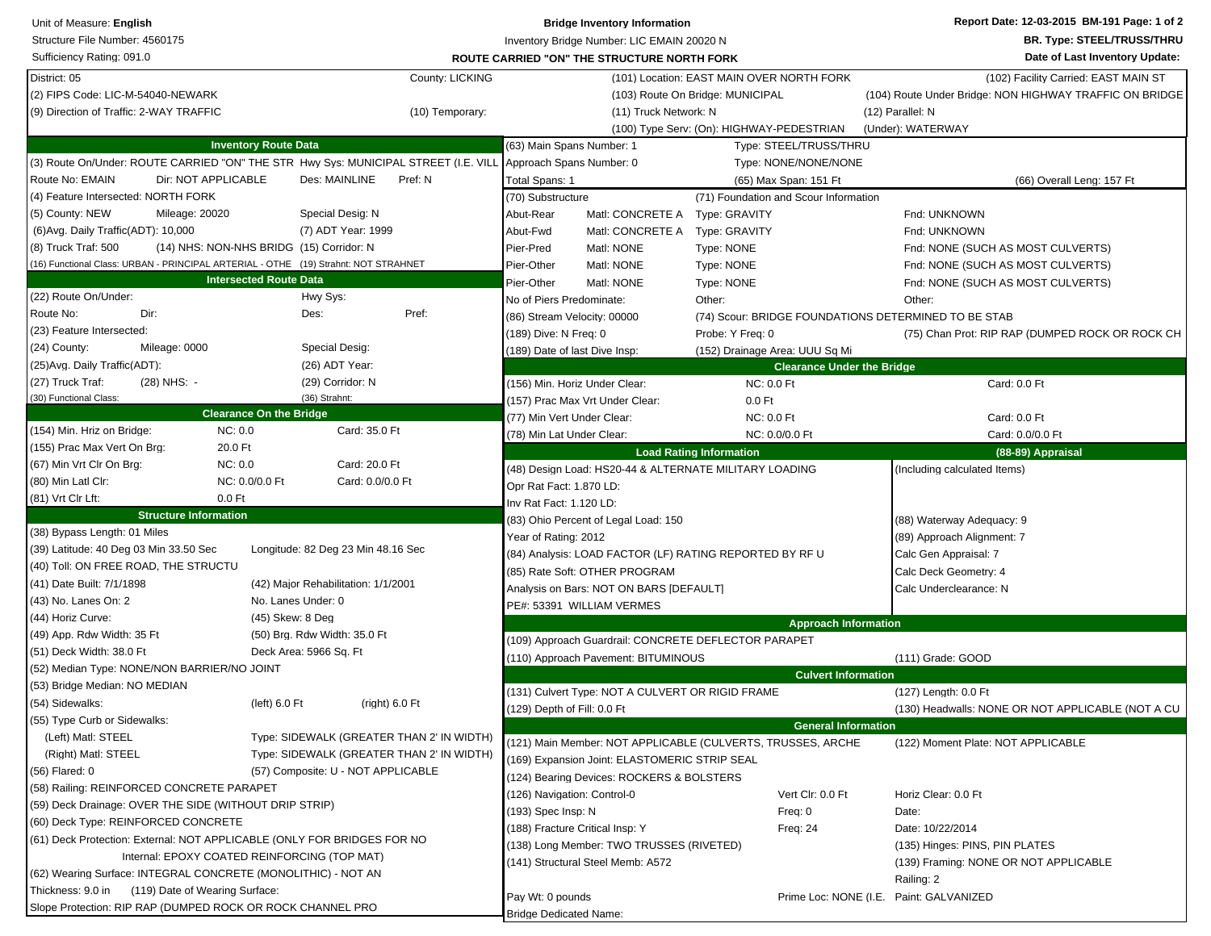Unit of Measure: **English**
Structure File Number: 4560175
Sufficiency Rating: 091.0

**Bridge Inventory Information**
Inventory Bridge Number: LIC EMAIN 20020 N
**ROUTE CARRIED "ON" THE STRUCTURE NORTH FORK**

**Report Date: 12-03-2015 BM-191 Page: 1 of 2**
**BR. Type: STEEL/TRUSS/THRU**
**Date of Last Inventory Update:**

| | | | |
|---|---|---|---|
| District: 05 | County: LICKING | (101) Location: EAST MAIN OVER NORTH FORK | (102) Facility Carried: EAST MAIN ST |
| (2) FIPS Code: LIC-M-54040-NEWARK | | (103) Route On Bridge: MUNICIPAL | (104) Route Under Bridge: NON HIGHWAY TRAFFIC ON BRIDGE |
| (9) Direction of Traffic: 2-WAY TRAFFIC | (10) Temporary: | (11) Truck Network: N | (12) Parallel: N |
| | | (100) Type Serv: (On): HIGHWAY-PEDESTRIAN | (Under): WATERWAY |

## Inventory Route Data

(3) Route On/Under: ROUTE CARRIED "ON" THE STR Hwy Sys: MUNICIPAL STREET (I.E. VILL
Route No: EMAIN Dir: NOT APPLICABLE Des: MAINLINE Pref: N
(4) Feature Intersected: NORTH FORK
(5) County: NEW Mileage: 20020 Special Desig: N
(6)Avg. Daily Traffic(ADT): 10,000 (7) ADT Year: 1999
(8) Truck Traf: 500 (14) NHS: NON-NHS BRIDG (15) Corridor: N
(16) Functional Class: URBAN - PRINCIPAL ARTERIAL - OTHE (19) Strahnt: NOT STRAHNET

## Intersected Route Data

(22) Route On/Under: Hwy Sys:
Route No: Dir: Des: Pref:
(23) Feature Intersected:
(24) County: Mileage: 0000 Special Desig:
(25)Avg. Daily Traffic(ADT): (26) ADT Year:
(27) Truck Traf: (28) NHS: - (29) Corridor: N
(30) Functional Class: (36) Strahnt:

## Clearance On the Bridge

| | | |
|---|---|---|
| (154) Min. Hriz on Bridge: | NC: 0.0 | Card: 35.0 Ft |
| (155) Prac Max Vert On Brg: | 20.0 Ft | |
| (67) Min Vrt Clr On Brg: | NC: 0.0 | Card: 20.0 Ft |
| (80) Min Latl Clr: | NC: 0.0/0.0 Ft | Card: 0.0/0.0 Ft |
| (81) Vrt Clr Lft: | 0.0 Ft | |

## Structure Information

(38) Bypass Length: 01 Miles
(39) Latitude: 40 Deg 03 Min 33.50 Sec Longitude: 82 Deg 23 Min 48.16 Sec
(40) Toll: ON FREE ROAD, THE STRUCTU
(41) Date Built: 7/1/1898 (42) Major Rehabilitation: 1/1/2001
(43) No. Lanes On: 2 No. Lanes Under: 0
(44) Horiz Curve: (45) Skew: 8 Deg
(49) App. Rdw Width: 35 Ft (50) Brg. Rdw Width: 35.0 Ft
(51) Deck Width: 38.0 Ft Deck Area: 5966 Sq. Ft
(52) Median Type: NONE/NON BARRIER/NO JOINT
(53) Bridge Median: NO MEDIAN
(54) Sidewalks: (left) 6.0 Ft (right) 6.0 Ft
(55) Type Curb or Sidewalks:
(Left) Matl: STEEL Type: SIDEWALK (GREATER THAN 2' IN WIDTH)
(Right) Matl: STEEL Type: SIDEWALK (GREATER THAN 2' IN WIDTH)
(56) Flared: 0 (57) Composite: U - NOT APPLICABLE
(58) Railing: REINFORCED CONCRETE PARAPET
(59) Deck Drainage: OVER THE SIDE (WITHOUT DRIP STRIP)
(60) Deck Type: REINFORCED CONCRETE
(61) Deck Protection: External: NOT APPLICABLE (ONLY FOR BRIDGES FOR NO
Internal: EPOXY COATED REINFORCING (TOP MAT)
(62) Wearing Surface: INTEGRAL CONCRETE (MONOLITHIC) - NOT AN
Thickness: 9.0 in (119) Date of Wearing Surface:
Slope Protection: RIP RAP (DUMPED ROCK OR ROCK CHANNEL PRO

## Spans

(63) Main Spans Number: 1 Type: STEEL/TRUSS/THRU
Approach Spans Number: 0 Type: NONE/NONE/NONE
Total Spans: 1 (65) Max Span: 151 Ft (66) Overall Leng: 157 Ft

## Substructure

| (70) Substructure | | (71) Foundation and Scour Information | |
|---|---|---|---|
| Abut-Rear | Matl: CONCRETE A | Type: GRAVITY | Fnd: UNKNOWN |
| Abut-Fwd | Matl: CONCRETE A | Type: GRAVITY | Fnd: UNKNOWN |
| Pier-Pred | Matl: NONE | Type: NONE | Fnd: NONE (SUCH AS MOST CULVERTS) |
| Pier-Other | Matl: NONE | Type: NONE | Fnd: NONE (SUCH AS MOST CULVERTS) |
| Pier-Other | Matl: NONE | Type: NONE | Fnd: NONE (SUCH AS MOST CULVERTS) |
| No of Piers Predominate: | | Other: | Other: |

(86) Stream Velocity: 00000 (74) Scour: BRIDGE FOUNDATIONS DETERMINED TO BE STAB
(189) Dive: N Freq: 0 Probe: Y Freq: 0 (75) Chan Prot: RIP RAP (DUMPED ROCK OR ROCK CH
(189) Date of last Dive Insp: (152) Drainage Area: UUU Sq Mi

## Clearance Under the Bridge

| | | |
|---|---|---|
| (156) Min. Horiz Under Clear: | NC: 0.0 Ft | Card: 0.0 Ft |
| (157) Prac Max Vrt Under Clear: | 0.0 Ft | |
| (77) Min Vert Under Clear: | NC: 0.0 Ft | Card: 0.0 Ft |
| (78) Min Lat Under Clear: | NC: 0.0/0.0 Ft | Card: 0.0/0.0 Ft |

## Load Rating Information

(48) Design Load: HS20-44 & ALTERNATE MILITARY LOADING
Opr Rat Fact: 1.870 LD:
Inv Rat Fact: 1.120 LD:
(83) Ohio Percent of Legal Load: 150
Year of Rating: 2012
(84) Analysis: LOAD FACTOR (LF) RATING REPORTED BY RF U
(85) Rate Soft: OTHER PROGRAM
Analysis on Bars: NOT ON BARS [DEFAULT]
PE#: 53391 WILLIAM VERMES

## (88-89) Appraisal

(Including calculated Items)
(88) Waterway Adequacy: 9
(89) Approach Alignment: 7
Calc Gen Appraisal: 7
Calc Deck Geometry: 4
Calc Underclearance: N

## Approach Information

(109) Approach Guardrail: CONCRETE DEFLECTOR PARAPET
(110) Approach Pavement: BITUMINOUS (111) Grade: GOOD

## Culvert Information

(131) Culvert Type: NOT A CULVERT OR RIGID FRAME (127) Length: 0.0 Ft
(129) Depth of Fill: 0.0 Ft (130) Headwalls: NONE OR NOT APPLICABLE (NOT A CU

## General Information

(121) Main Member: NOT APPLICABLE (CULVERTS, TRUSSES, ARCHE (122) Moment Plate: NOT APPLICABLE
(169) Expansion Joint: ELASTOMERIC STRIP SEAL
(124) Bearing Devices: ROCKERS & BOLSTERS
(126) Navigation: Control-0 Vert Clr: 0.0 Ft Horiz Clear: 0.0 Ft
(193) Spec Insp: N Freq: 0 Date:
(188) Fracture Critical Insp: Y Freq: 24 Date: 10/22/2014
(138) Long Member: TWO TRUSSES (RIVETED) (135) Hinges: PINS, PIN PLATES
(141) Structural Steel Memb: A572 (139) Framing: NONE OR NOT APPLICABLE
Railing: 2
Pay Wt: 0 pounds Prime Loc: NONE (I.E. Paint: GALVANIZED
Bridge Dedicated Name: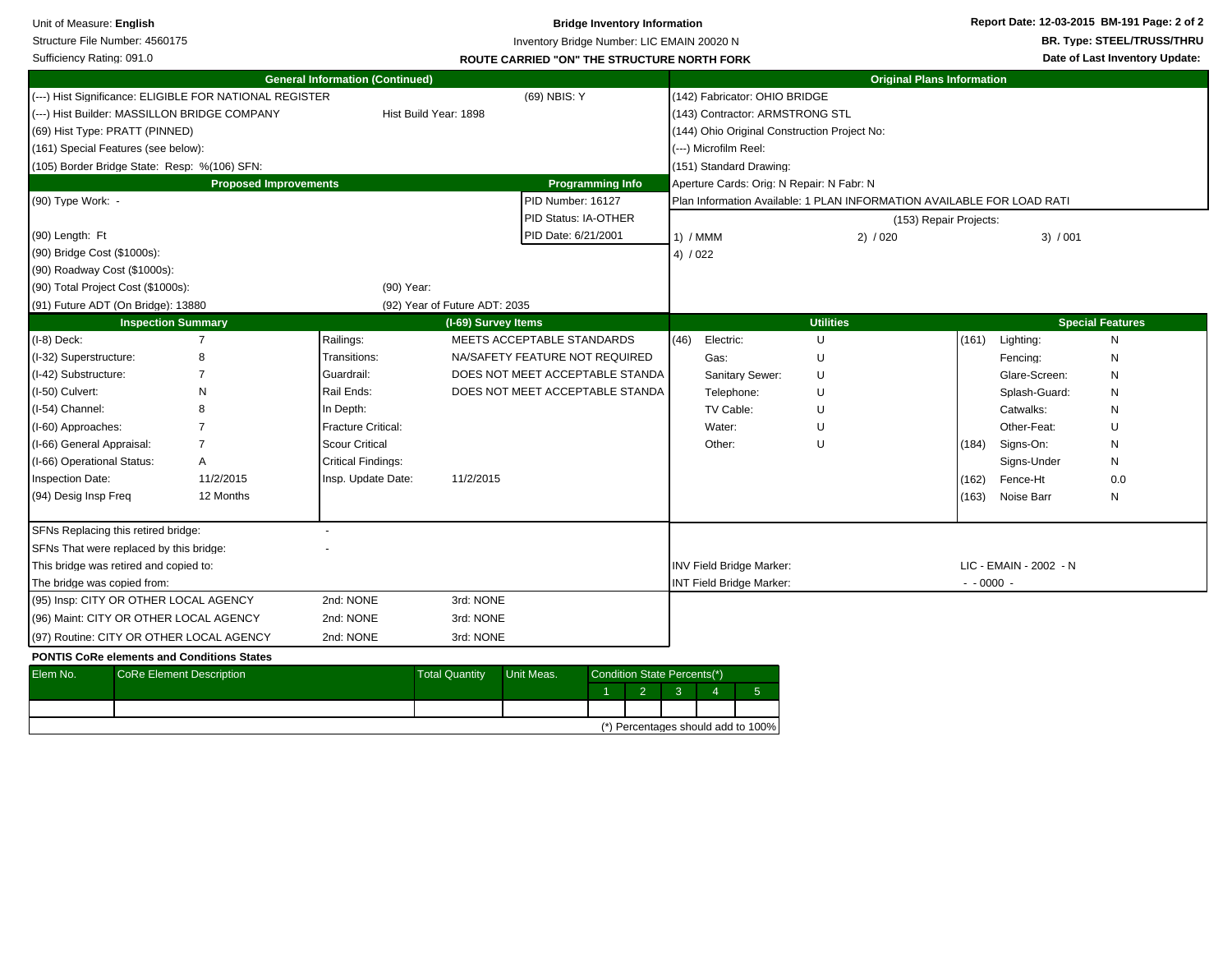Unit of Measure: **English**
Structure File Number: 4560175
Sufficiency Rating: 091.0

**Bridge Inventory Information**
Inventory Bridge Number: LIC EMAIN 20020 N
**ROUTE CARRIED "ON" THE STRUCTURE NORTH FORK**

**Report Date: 12-03-2015 BM-191**
**BR. Type: STEEL/TRUSS/THRU**
**Date of Last Inventory Update:**

## General Information (Continued)

(---) Hist Significance: ELIGIBLE FOR NATIONAL REGISTER — (69) NBIS: Y
(---) Hist Builder: MASSILLON BRIDGE COMPANY — Hist Build Year: 1898
(69) Hist Type: PRATT (PINNED)
(161) Special Features (see below):
(105) Border Bridge State: Resp: %(106) SFN:

## Original Plans Information

(142) Fabricator: OHIO BRIDGE
(143) Contractor: ARMSTRONG STL
(144) Ohio Original Construction Project No:
(---) Microfilm Reel:
(151) Standard Drawing:
Aperture Cards: Orig: N Repair: N Fabr: N
Plan Information Available: 1 PLAN INFORMATION AVAILABLE FOR LOAD RATI

(153) Repair Projects:

1) / MMM   2) / 020   3) / 001
4) / 022

## Proposed Improvements

(90) Type Work: -
(90) Length: Ft
(90) Bridge Cost ($1000s):
(90) Roadway Cost ($1000s):
(90) Total Project Cost ($1000s): — (90) Year:
(91) Future ADT (On Bridge): 13880 — (92) Year of Future ADT: 2035

## Programming Info

PID Number: 16127
PID Status: IA-OTHER
PID Date: 6/21/2001

## Inspection Summary

| Item | Value |
|---|---|
| (I-8) Deck: | 7 |
| (I-32) Superstructure: | 8 |
| (I-42) Substructure: | 7 |
| (I-50) Culvert: | N |
| (I-54) Channel: | 8 |
| (I-60) Approaches: | 7 |
| (I-66) General Appraisal: | 7 |
| (I-66) Operational Status: | A |
| Inspection Date: | 11/2/2015 |
| (94) Desig Insp Freq | 12 Months |

## (I-69) Survey Items

| Item | Value |
|---|---|
| Railings: | MEETS ACCEPTABLE STANDARDS |
| Transitions: | NA/SAFETY FEATURE NOT REQUIRED |
| Guardrail: | DOES NOT MEET ACCEPTABLE STANDA |
| Rail Ends: | DOES NOT MEET ACCEPTABLE STANDA |
| In Depth: | |
| Fracture Critical: | |
| Scour Critical | |
| Critical Findings: | |
| Insp. Update Date: | 11/2/2015 |

## Utilities

| | Item | Value |
|---|---|---|
| (46) | Electric: | U |
| | Gas: | U |
| | Sanitary Sewer: | U |
| | Telephone: | U |
| | TV Cable: | U |
| | Water: | U |
| | Other: | U |

## Special Features

| | Item | Value |
|---|---|---|
| (161) | Lighting: | N |
| | Fencing: | N |
| | Glare-Screen: | N |
| | Splash-Guard: | N |
| | Catwalks: | N |
| | Other-Feat: | U |
| (184) | Signs-On: | N |
| | Signs-Under | N |
| (162) | Fence-Ht | 0.0 |
| (163) | Noise Barr | N |

SFNs Replacing this retired bridge: -
SFNs That were replaced by this bridge: -
This bridge was retired and copied to:
The bridge was copied from:

INV Field Bridge Marker: LIC - EMAIN - 2002 - N
INT Field Bridge Marker: - - 0000 -

| | | 2nd | 3rd |
|---|---|---|---|
| (95) Insp: | CITY OR OTHER LOCAL AGENCY | NONE | NONE |
| (96) Maint: | CITY OR OTHER LOCAL AGENCY | NONE | NONE |
| (97) Routine: | CITY OR OTHER LOCAL AGENCY | NONE | NONE |

**PONTIS CoRe elements and Conditions States**

| Elem No. | CoRe Element Description | Total Quantity | Unit Meas. | Condition State Percents(*) | | | | |
|---|---|---|---|---|---|---|---|---|
| | | | | 1 | 2 | 3 | 4 | 5 |
| | | | | | | | | |

(*) Percentages should add to 100%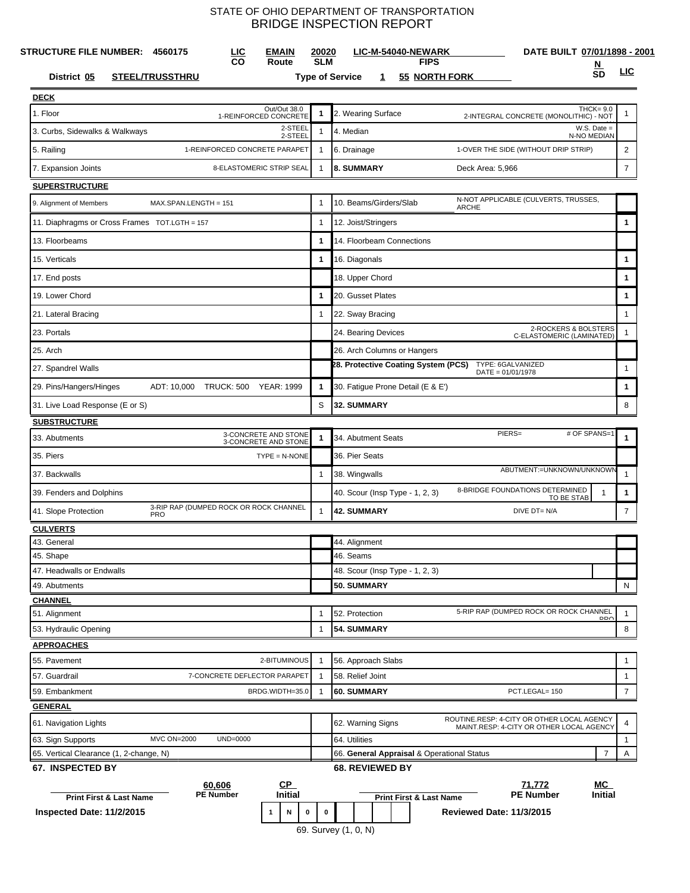# STATE OF OHIO DEPARTMENT OF TRANSPORTATION
## BRIDGE INSPECTION REPORT

**STRUCTURE FILE NUMBER: 4560175** | **LIC** CO | **EMAIN** Route | **20020** SLM | **LIC-M-54040-NEWARK** FIPS | **DATE BUILT 07/01/1898 - 2001** | **N** SD | **LIC**

District **05** **STEEL/TRUSSTHRU** | **Type of Service** **1** **55 NORTH FORK**

### DECK

| | | | | | |
|---|---|---|---|---|---|
| 1. Floor | Out/Out 38.0 1-REINFORCED CONCRETE | 1 | 2. Wearing Surface | THCK= 9.0 2-INTEGRAL CONCRETE (MONOLITHIC) - NOT | 1 |
| 3. Curbs, Sidewalks & Walkways | 2-STEEL 2-STEEL | 1 | 4. Median | W.S. Date = N-NO MEDIAN | |
| 5. Railing | 1-REINFORCED CONCRETE PARAPET | 1 | 6. Drainage | 1-OVER THE SIDE (WITHOUT DRIP STRIP) | 2 |
| 7. Expansion Joints | 8-ELASTOMERIC STRIP SEAL | 1 | **8. SUMMARY** | Deck Area: 5,966 | 7 |

### SUPERSTRUCTURE

| | | | | | |
|---|---|---|---|---|---|
| 9. Alignment of Members | MAX.SPAN.LENGTH = 151 | 1 | 10. Beams/Girders/Slab | N-NOT APPLICABLE (CULVERTS, TRUSSES, ARCHE | |
| 11. Diaphragms or Cross Frames | TOT.LGTH = 157 | 1 | 12. Joist/Stringers | | 1 |
| 13. Floorbeams | | 1 | 14. Floorbeam Connections | | |
| 15. Verticals | | 1 | 16. Diagonals | | 1 |
| 17. End posts | | | 18. Upper Chord | | 1 |
| 19. Lower Chord | | 1 | 20. Gusset Plates | | 1 |
| 21. Lateral Bracing | | 1 | 22. Sway Bracing | | 1 |
| 23. Portals | | | 24. Bearing Devices | 2-ROCKERS & BOLSTERS C-ELASTOMERIC (LAMINATED) | 1 |
| 25. Arch | | | 26. Arch Columns or Hangers | | |
| 27. Spandrel Walls | | | **28. Protective Coating System (PCS)** | TYPE: 6GALVANIZED DATE = 01/01/1978 | 1 |
| 29. Pins/Hangers/Hinges | ADT: 10,000 TRUCK: 500 YEAR: 1999 | 1 | 30. Fatigue Prone Detail (E & E') | | 1 |
| 31. Live Load Response (E or S) | | S | **32. SUMMARY** | | 8 |

### SUBSTRUCTURE

| | | | | | |
|---|---|---|---|---|---|
| 33. Abutments | 3-CONCRETE AND STONE 3-CONCRETE AND STONE | 1 | 34. Abutment Seats | PIERS= # OF SPANS=1 | 1 |
| 35. Piers | TYPE = N-NONE | | 36. Pier Seats | | |
| 37. Backwalls | | 1 | 38. Wingwalls | ABUTMENT:=UNKNOWN/UNKNOWN | 1 |
| 39. Fenders and Dolphins | | | 40. Scour (Insp Type - 1, 2, 3) | 8-BRIDGE FOUNDATIONS DETERMINED TO BE STAB — 1 | 1 |
| 41. Slope Protection | 3-RIP RAP (DUMPED ROCK OR ROCK CHANNEL PRO | 1 | **42. SUMMARY** | DIVE DT= N/A | 7 |

### CULVERTS

| | | | | | |
|---|---|---|---|---|---|
| 43. General | | | 44. Alignment | | |
| 45. Shape | | | 46. Seams | | |
| 47. Headwalls or Endwalls | | | 48. Scour (Insp Type - 1, 2, 3) | | |
| 49. Abutments | | | **50. SUMMARY** | | N |

### CHANNEL

| | | | | | |
|---|---|---|---|---|---|
| 51. Alignment | | 1 | 52. Protection | 5-RIP RAP (DUMPED ROCK OR ROCK CHANNEL PRO | 1 |
| 53. Hydraulic Opening | | 1 | **54. SUMMARY** | | 8 |

### APPROACHES

| | | | | | |
|---|---|---|---|---|---|
| 55. Pavement | 2-BITUMINOUS | 1 | 56. Approach Slabs | | 1 |
| 57. Guardrail | 7-CONCRETE DEFLECTOR PARAPET | 1 | 58. Relief Joint | | 1 |
| 59. Embankment | BRDG.WIDTH=35.0 | 1 | **60. SUMMARY** | PCT.LEGAL= 150 | 7 |

### GENERAL

| | | | | | |
|---|---|---|---|---|---|
| 61. Navigation Lights | | | 62. Warning Signs | ROUTINE.RESP: 4-CITY OR OTHER LOCAL AGENCY MAINT.RESP: 4-CITY OR OTHER LOCAL AGENCY | 4 |
| 63. Sign Supports | MVC ON=2000 UND=0000 | | 64. Utilities | | 1 |
| 65. Vertical Clearance (1, 2-change, N) | | | 66. **General Appraisal** & Operational Status | 7 | A |

**67. INSPECTED BY**

Print First & Last Name | **60,606** PE Number | **CP** Initial

**Inspected Date: 11/2/2015**

**68. REVIEWED BY**

Print First & Last Name | **71,772** PE Number | **MC** Initial

**Reviewed Date: 11/3/2015**

69. Survey (1, 0, N): 1 N 0 0